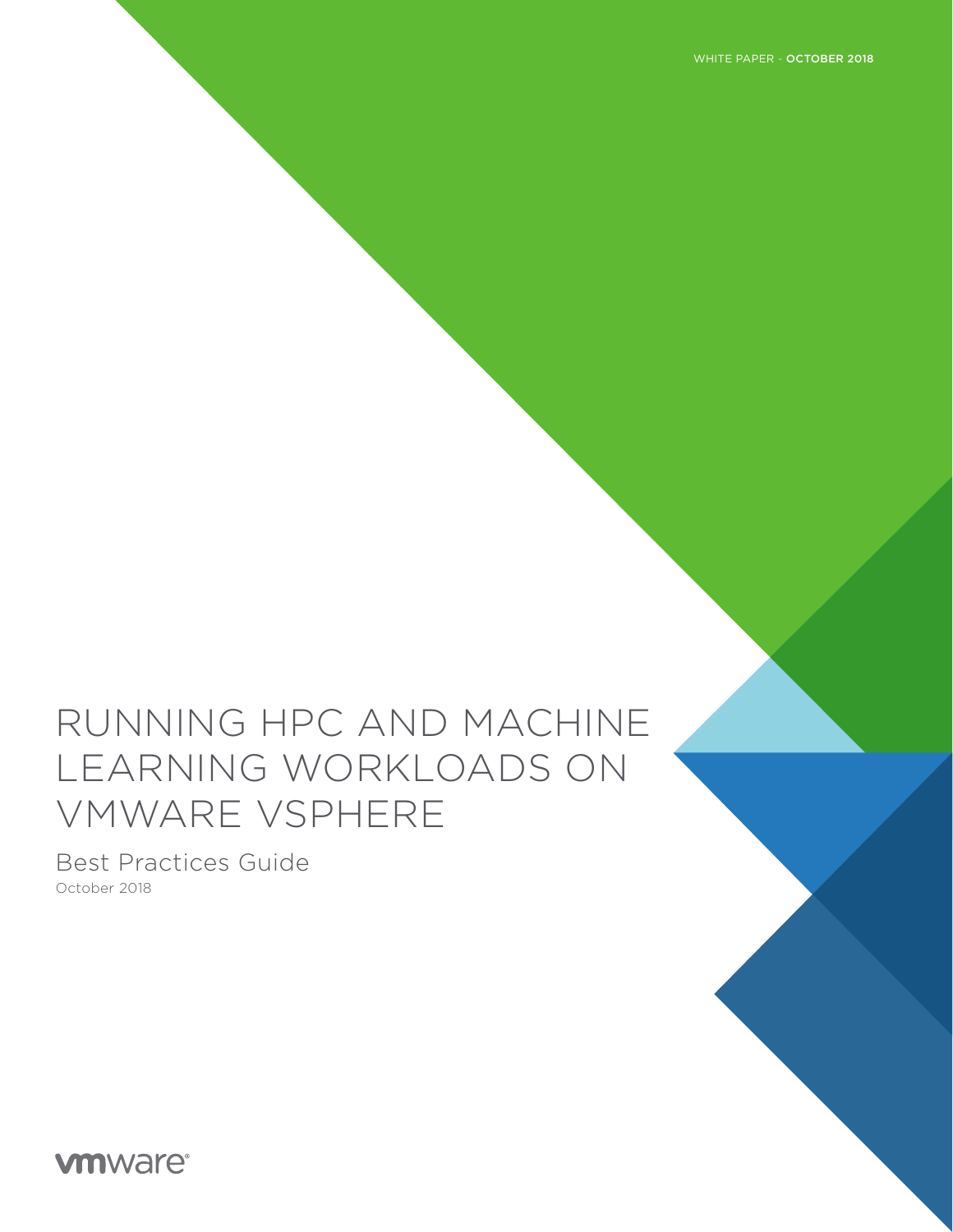WHITE PAPER - OCTOBER 2018

# RUNNING HPC AND MACHINE LEARNING WORKLOADS ON VMWARE VSPHERE

## Best Practices Guide

October 2018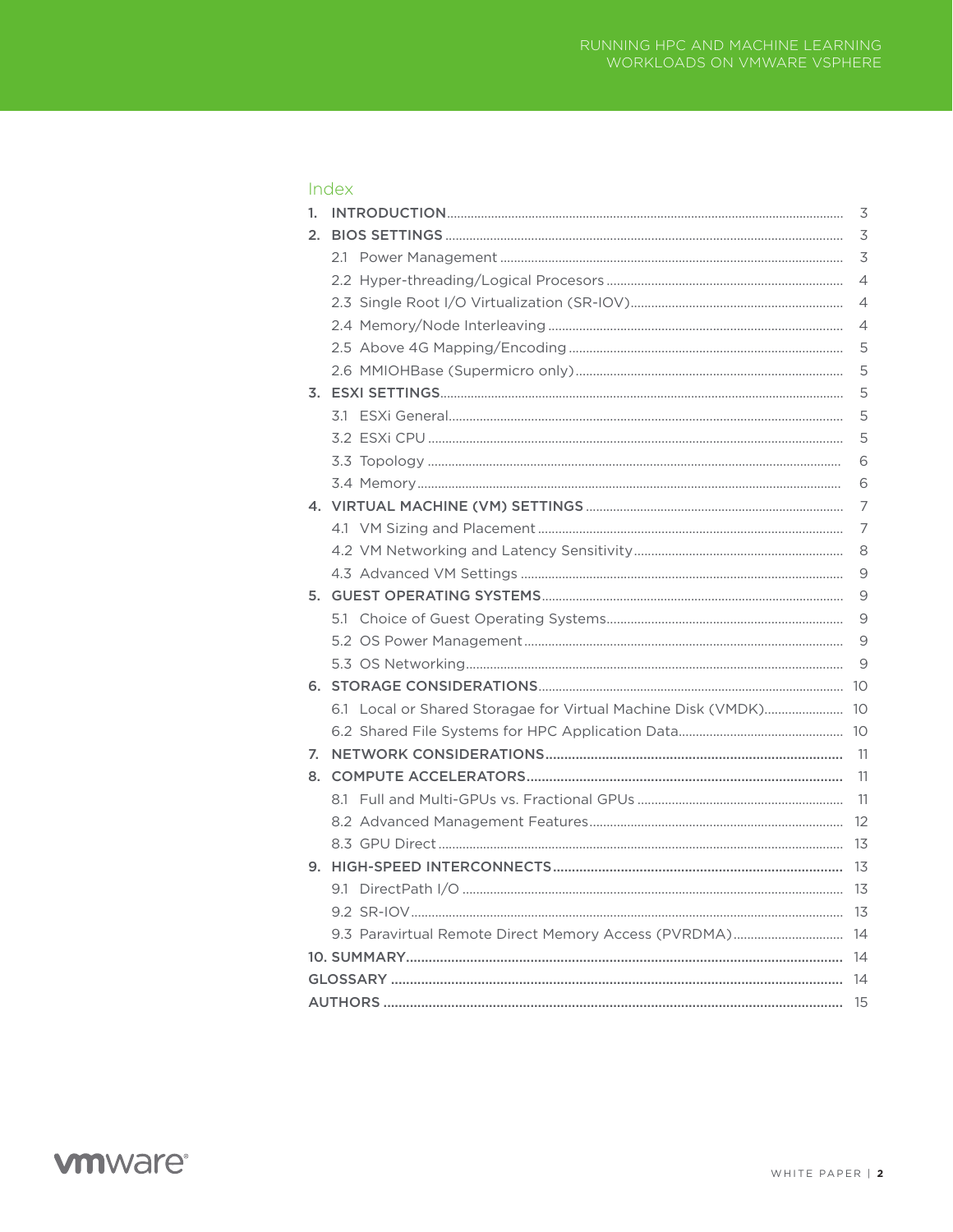## Index

1. INTRODUCTION ... 3
2. BIOS SETTINGS ... 3
   - 2.1 Power Management ... 3
   - 2.2 Hyper-threading/Logical Procesors ... 4
   - 2.3 Single Root I/O Virtualization (SR-IOV) ... 4
   - 2.4 Memory/Node Interleaving ... 4
   - 2.5 Above 4G Mapping/Encoding ... 5
   - 2.6 MMIOHBase (Supermicro only) ... 5
3. ESXI SETTINGS ... 5
   - 3.1 ESXi General ... 5
   - 3.2 ESXi CPU ... 5
   - 3.3 Topology ... 6
   - 3.4 Memory ... 6
4. VIRTUAL MACHINE (VM) SETTINGS ... 7
   - 4.1 VM Sizing and Placement ... 7
   - 4.2 VM Networking and Latency Sensitivity ... 8
   - 4.3 Advanced VM Settings ... 9
5. GUEST OPERATING SYSTEMS ... 9
   - 5.1 Choice of Guest Operating Systems ... 9
   - 5.2 OS Power Management ... 9
   - 5.3 OS Networking ... 9
6. STORAGE CONSIDERATIONS ... 10
   - 6.1 Local or Shared Storagae for Virtual Machine Disk (VMDK) ... 10
   - 6.2 Shared File Systems for HPC Application Data ... 10
7. NETWORK CONSIDERATIONS ... 11
8. COMPUTE ACCELERATORS ... 11
   - 8.1 Full and Multi-GPUs vs. Fractional GPUs ... 11
   - 8.2 Advanced Management Features ... 12
   - 8.3 GPU Direct ... 13
9. HIGH-SPEED INTERCONNECTS ... 13
   - 9.1 DirectPath I/O ... 13
   - 9.2 SR-IOV ... 13
   - 9.3 Paravirtual Remote Direct Memory Access (PVRDMA) ... 14
10. SUMMARY ... 14

GLOSSARY ... 14

AUTHORS ... 15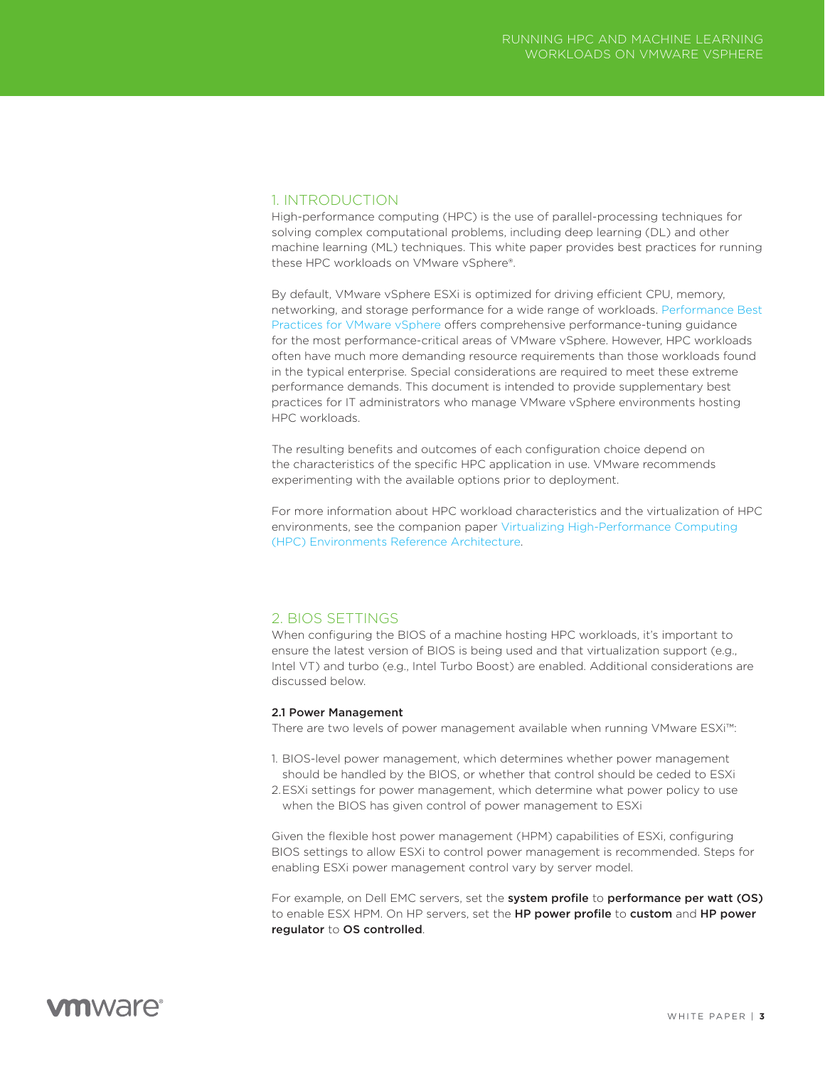## 1. INTRODUCTION

High-performance computing (HPC) is the use of parallel-processing techniques for solving complex computational problems, including deep learning (DL) and other machine learning (ML) techniques. This white paper provides best practices for running these HPC workloads on VMware vSphere®.

By default, VMware vSphere ESXi is optimized for driving efficient CPU, memory, networking, and storage performance for a wide range of workloads. Performance Best Practices for VMware vSphere offers comprehensive performance-tuning guidance for the most performance-critical areas of VMware vSphere. However, HPC workloads often have much more demanding resource requirements than those workloads found in the typical enterprise. Special considerations are required to meet these extreme performance demands. This document is intended to provide supplementary best practices for IT administrators who manage VMware vSphere environments hosting HPC workloads.

The resulting benefits and outcomes of each configuration choice depend on the characteristics of the specific HPC application in use. VMware recommends experimenting with the available options prior to deployment.

For more information about HPC workload characteristics and the virtualization of HPC environments, see the companion paper Virtualizing High-Performance Computing (HPC) Environments Reference Architecture.

## 2. BIOS SETTINGS

When configuring the BIOS of a machine hosting HPC workloads, it's important to ensure the latest version of BIOS is being used and that virtualization support (e.g., Intel VT) and turbo (e.g., Intel Turbo Boost) are enabled. Additional considerations are discussed below.

### 2.1 Power Management

There are two levels of power management available when running VMware ESXi™:

1. BIOS-level power management, which determines whether power management should be handled by the BIOS, or whether that control should be ceded to ESXi
2. ESXi settings for power management, which determine what power policy to use when the BIOS has given control of power management to ESXi

Given the flexible host power management (HPM) capabilities of ESXi, configuring BIOS settings to allow ESXi to control power management is recommended. Steps for enabling ESXi power management control vary by server model.

For example, on Dell EMC servers, set the **system profile** to **performance per watt (OS)** to enable ESX HPM. On HP servers, set the **HP power profile** to **custom** and **HP power regulator** to **OS controlled**.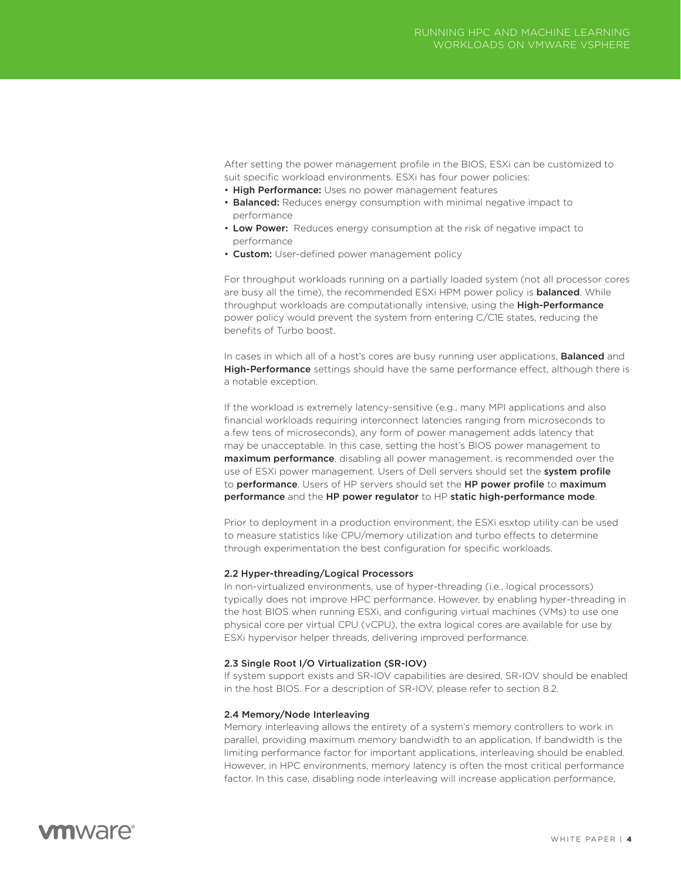After setting the power management profile in the BIOS, ESXi can be customized to suit specific workload environments. ESXi has four power policies:

- **High Performance:** Uses no power management features
- **Balanced:** Reduces energy consumption with minimal negative impact to performance
- **Low Power:** Reduces energy consumption at the risk of negative impact to performance
- **Custom:** User-defined power management policy

For throughput workloads running on a partially loaded system (not all processor cores are busy all the time), the recommended ESXi HPM power policy is **balanced**. While throughput workloads are computationally intensive, using the **High-Performance** power policy would prevent the system from entering C/C1E states, reducing the benefits of Turbo boost.

In cases in which all of a host's cores are busy running user applications, **Balanced** and **High-Performance** settings should have the same performance effect, although there is a notable exception.

If the workload is extremely latency-sensitive (e.g., many MPI applications and also financial workloads requiring interconnect latencies ranging from microseconds to a few tens of microseconds), any form of power management adds latency that may be unacceptable. In this case, setting the host's BIOS power management to **maximum performance**, disabling all power management, is recommended over the use of ESXi power management. Users of Dell servers should set the **system profile** to **performance**. Users of HP servers should set the **HP power profile** to **maximum performance** and the **HP power regulator** to HP **static high-performance mode**.

Prior to deployment in a production environment, the ESXi esxtop utility can be used to measure statistics like CPU/memory utilization and turbo effects to determine through experimentation the best configuration for specific workloads.

### 2.2 Hyper-threading/Logical Processors

In non-virtualized environments, use of hyper-threading (i.e., logical processors) typically does not improve HPC performance. However, by enabling hyper-threading in the host BIOS when running ESXi, and configuring virtual machines (VMs) to use one physical core per virtual CPU (vCPU), the extra logical cores are available for use by ESXi hypervisor helper threads, delivering improved performance.

### 2.3 Single Root I/O Virtualization (SR-IOV)

If system support exists and SR-IOV capabilities are desired, SR-IOV should be enabled in the host BIOS. For a description of SR-IOV, please refer to section 8.2.

### 2.4 Memory/Node Interleaving

Memory interleaving allows the entirety of a system's memory controllers to work in parallel, providing maximum memory bandwidth to an application. If bandwidth is the limiting performance factor for important applications, interleaving should be enabled. However, in HPC environments, memory latency is often the most critical performance factor. In this case, disabling node interleaving will increase application performance,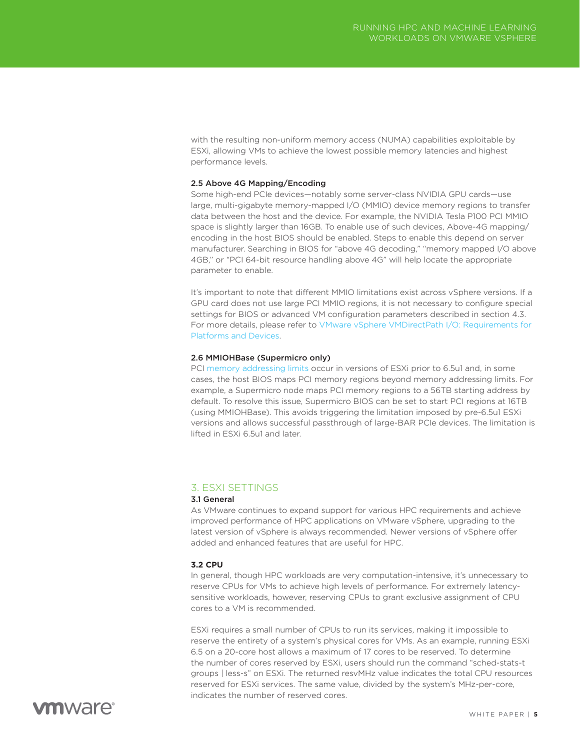with the resulting non-uniform memory access (NUMA) capabilities exploitable by ESXi, allowing VMs to achieve the lowest possible memory latencies and highest performance levels.

### 2.5 Above 4G Mapping/Encoding

Some high-end PCIe devices—notably some server-class NVIDIA GPU cards—use large, multi-gigabyte memory-mapped I/O (MMIO) device memory regions to transfer data between the host and the device. For example, the NVIDIA Tesla P100 PCI MMIO space is slightly larger than 16GB. To enable use of such devices, Above-4G mapping/encoding in the host BIOS should be enabled. Steps to enable this depend on server manufacturer. Searching in BIOS for "above 4G decoding," "memory mapped I/O above 4GB," or "PCI 64-bit resource handling above 4G" will help locate the appropriate parameter to enable.

It's important to note that different MMIO limitations exist across vSphere versions. If a GPU card does not use large PCI MMIO regions, it is not necessary to configure special settings for BIOS or advanced VM configuration parameters described in section 4.3. For more details, please refer to VMware vSphere VMDirectPath I/O: Requirements for Platforms and Devices.

### 2.6 MMIOHBase (Supermicro only)

PCI memory addressing limits occur in versions of ESXi prior to 6.5u1 and, in some cases, the host BIOS maps PCI memory regions beyond memory addressing limits. For example, a Supermicro node maps PCI memory regions to a 56TB starting address by default. To resolve this issue, Supermicro BIOS can be set to start PCI regions at 16TB (using MMIOHBase). This avoids triggering the limitation imposed by pre-6.5u1 ESXi versions and allows successful passthrough of large-BAR PCIe devices. The limitation is lifted in ESXi 6.5u1 and later.

## 3. ESXI SETTINGS

### 3.1 General

As VMware continues to expand support for various HPC requirements and achieve improved performance of HPC applications on VMware vSphere, upgrading to the latest version of vSphere is always recommended. Newer versions of vSphere offer added and enhanced features that are useful for HPC.

### 3.2 CPU

In general, though HPC workloads are very computation-intensive, it's unnecessary to reserve CPUs for VMs to achieve high levels of performance. For extremely latency-sensitive workloads, however, reserving CPUs to grant exclusive assignment of CPU cores to a VM is recommended.

ESXi requires a small number of CPUs to run its services, making it impossible to reserve the entirety of a system's physical cores for VMs. As an example, running ESXi 6.5 on a 20-core host allows a maximum of 17 cores to be reserved. To determine the number of cores reserved by ESXi, users should run the command "sched-stats-t groups | less-s" on ESXi. The returned resvMHz value indicates the total CPU resources reserved for ESXi services. The same value, divided by the system's MHz-per-core, indicates the number of reserved cores.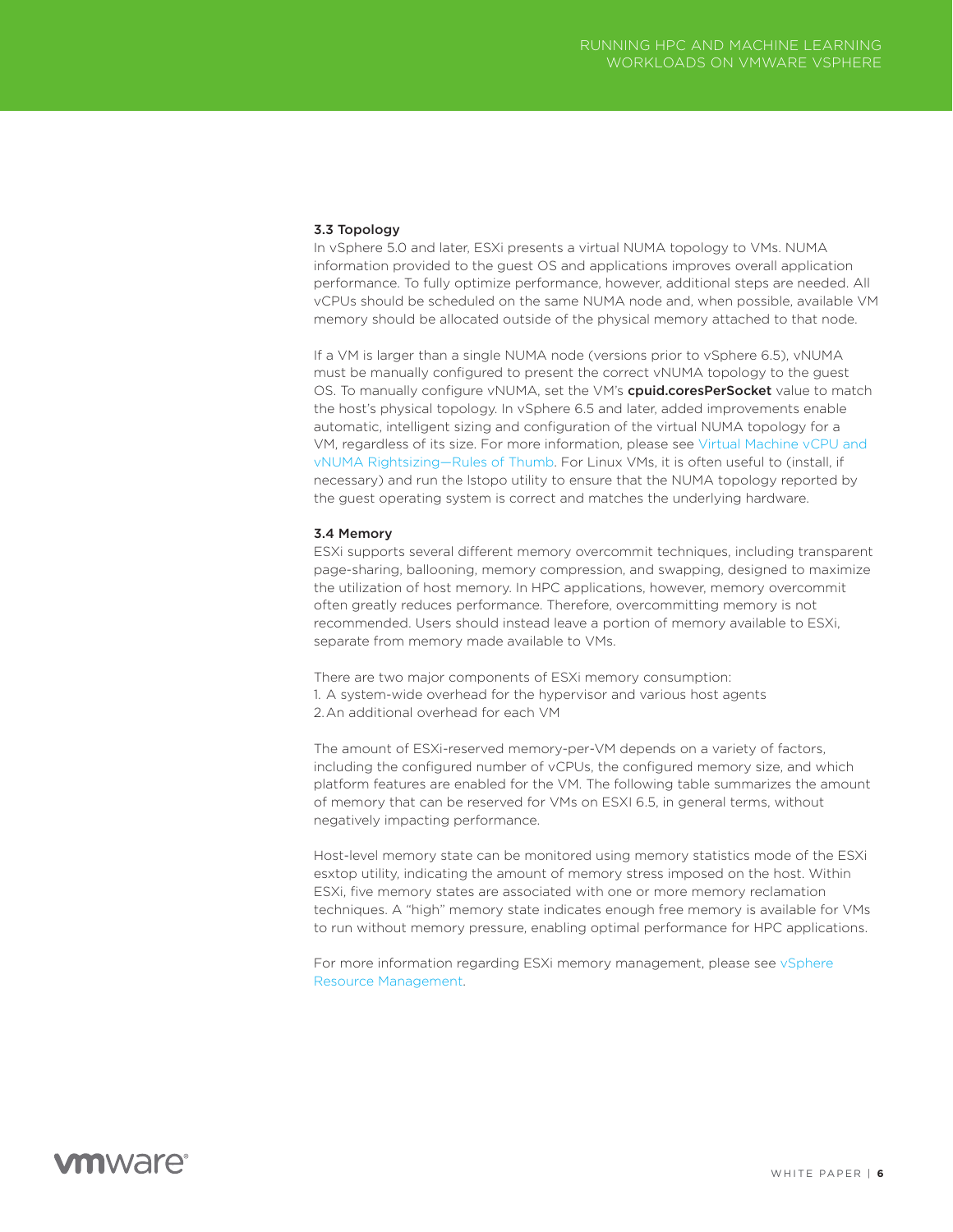### 3.3 Topology

In vSphere 5.0 and later, ESXi presents a virtual NUMA topology to VMs. NUMA information provided to the guest OS and applications improves overall application performance. To fully optimize performance, however, additional steps are needed. All vCPUs should be scheduled on the same NUMA node and, when possible, available VM memory should be allocated outside of the physical memory attached to that node.

If a VM is larger than a single NUMA node (versions prior to vSphere 6.5), vNUMA must be manually configured to present the correct vNUMA topology to the guest OS. To manually configure vNUMA, set the VM's **cpuid.coresPerSocket** value to match the host's physical topology. In vSphere 6.5 and later, added improvements enable automatic, intelligent sizing and configuration of the virtual NUMA topology for a VM, regardless of its size. For more information, please see Virtual Machine vCPU and vNUMA Rightsizing—Rules of Thumb. For Linux VMs, it is often useful to (install, if necessary) and run the lstopo utility to ensure that the NUMA topology reported by the guest operating system is correct and matches the underlying hardware.

### 3.4 Memory

ESXi supports several different memory overcommit techniques, including transparent page-sharing, ballooning, memory compression, and swapping, designed to maximize the utilization of host memory. In HPC applications, however, memory overcommit often greatly reduces performance. Therefore, overcommitting memory is not recommended. Users should instead leave a portion of memory available to ESXi, separate from memory made available to VMs.

There are two major components of ESXi memory consumption:

1. A system-wide overhead for the hypervisor and various host agents
2. An additional overhead for each VM

The amount of ESXi-reserved memory-per-VM depends on a variety of factors, including the configured number of vCPUs, the configured memory size, and which platform features are enabled for the VM. The following table summarizes the amount of memory that can be reserved for VMs on ESXI 6.5, in general terms, without negatively impacting performance.

Host-level memory state can be monitored using memory statistics mode of the ESXi esxtop utility, indicating the amount of memory stress imposed on the host. Within ESXi, five memory states are associated with one or more memory reclamation techniques. A "high" memory state indicates enough free memory is available for VMs to run without memory pressure, enabling optimal performance for HPC applications.

For more information regarding ESXi memory management, please see vSphere Resource Management.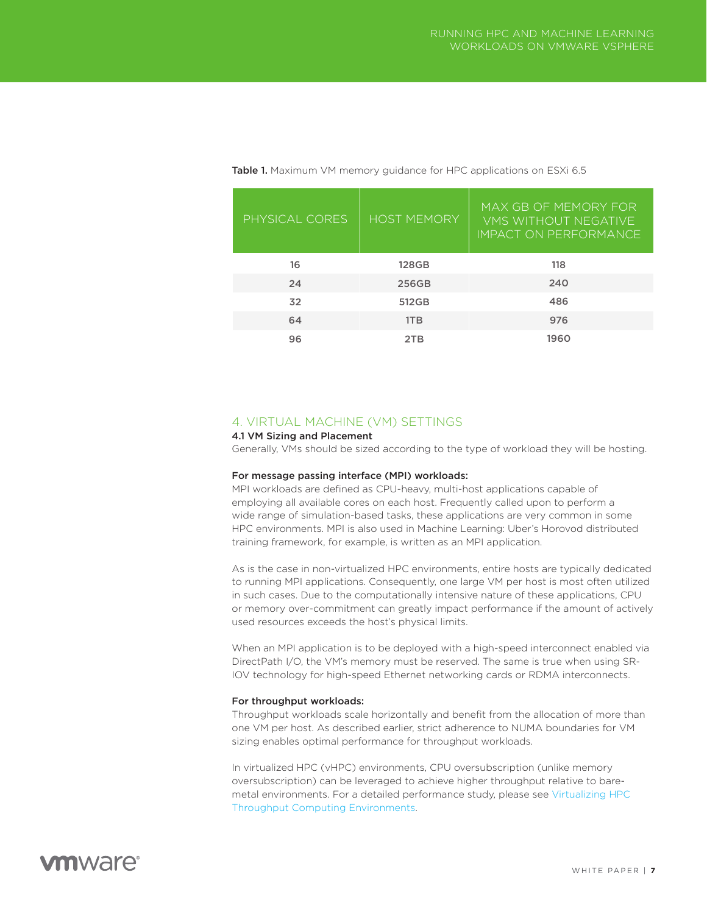**Table 1.** Maximum VM memory guidance for HPC applications on ESXi 6.5

| PHYSICAL CORES | HOST MEMORY | MAX GB OF MEMORY FOR VMS WITHOUT NEGATIVE IMPACT ON PERFORMANCE |
| --- | --- | --- |
| 16 | 128GB | 118 |
| 24 | 256GB | 240 |
| 32 | 512GB | 486 |
| 64 | 1TB | 976 |
| 96 | 2TB | 1960 |

## 4. VIRTUAL MACHINE (VM) SETTINGS

### 4.1 VM Sizing and Placement

Generally, VMs should be sized according to the type of workload they will be hosting.

**For message passing interface (MPI) workloads:**

MPI workloads are defined as CPU-heavy, multi-host applications capable of employing all available cores on each host. Frequently called upon to perform a wide range of simulation-based tasks, these applications are very common in some HPC environments. MPI is also used in Machine Learning: Uber's Horovod distributed training framework, for example, is written as an MPI application.

As is the case in non-virtualized HPC environments, entire hosts are typically dedicated to running MPI applications. Consequently, one large VM per host is most often utilized in such cases. Due to the computationally intensive nature of these applications, CPU or memory over-commitment can greatly impact performance if the amount of actively used resources exceeds the host's physical limits.

When an MPI application is to be deployed with a high-speed interconnect enabled via DirectPath I/O, the VM's memory must be reserved. The same is true when using SR-IOV technology for high-speed Ethernet networking cards or RDMA interconnects.

**For throughput workloads:**

Throughput workloads scale horizontally and benefit from the allocation of more than one VM per host. As described earlier, strict adherence to NUMA boundaries for VM sizing enables optimal performance for throughput workloads.

In virtualized HPC (vHPC) environments, CPU oversubscription (unlike memory oversubscription) can be leveraged to achieve higher throughput relative to bare-metal environments. For a detailed performance study, please see Virtualizing HPC Throughput Computing Environments.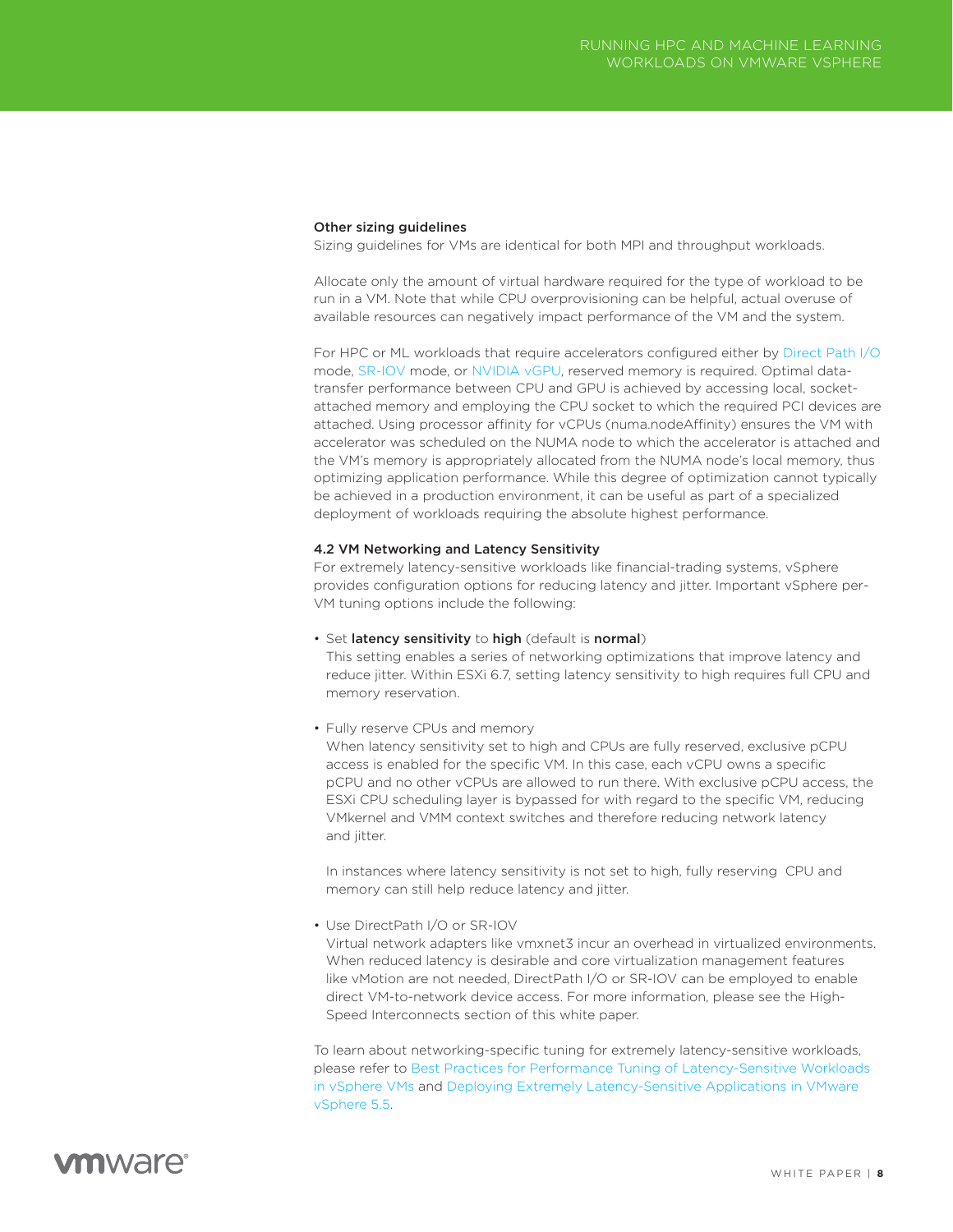### Other sizing guidelines

Sizing guidelines for VMs are identical for both MPI and throughput workloads.

Allocate only the amount of virtual hardware required for the type of workload to be run in a VM. Note that while CPU overprovisioning can be helpful, actual overuse of available resources can negatively impact performance of the VM and the system.

For HPC or ML workloads that require accelerators configured either by Direct Path I/O mode, SR-IOV mode, or NVIDIA vGPU, reserved memory is required. Optimal data-transfer performance between CPU and GPU is achieved by accessing local, socket-attached memory and employing the CPU socket to which the required PCI devices are attached. Using processor affinity for vCPUs (numa.nodeAffinity) ensures the VM with accelerator was scheduled on the NUMA node to which the accelerator is attached and the VM's memory is appropriately allocated from the NUMA node's local memory, thus optimizing application performance. While this degree of optimization cannot typically be achieved in a production environment, it can be useful as part of a specialized deployment of workloads requiring the absolute highest performance.

### 4.2 VM Networking and Latency Sensitivity

For extremely latency-sensitive workloads like financial-trading systems, vSphere provides configuration options for reducing latency and jitter. Important vSphere per-VM tuning options include the following:

- Set **latency sensitivity** to **high** (default is **normal**)
  This setting enables a series of networking optimizations that improve latency and reduce jitter. Within ESXi 6.7, setting latency sensitivity to high requires full CPU and memory reservation.

- Fully reserve CPUs and memory
  When latency sensitivity set to high and CPUs are fully reserved, exclusive pCPU access is enabled for the specific VM. In this case, each vCPU owns a specific pCPU and no other vCPUs are allowed to run there. With exclusive pCPU access, the ESXi CPU scheduling layer is bypassed for with regard to the specific VM, reducing VMkernel and VMM context switches and therefore reducing network latency and jitter.

  In instances where latency sensitivity is not set to high, fully reserving CPU and memory can still help reduce latency and jitter.

- Use DirectPath I/O or SR-IOV
  Virtual network adapters like vmxnet3 incur an overhead in virtualized environments. When reduced latency is desirable and core virtualization management features like vMotion are not needed, DirectPath I/O or SR-IOV can be employed to enable direct VM-to-network device access. For more information, please see the High-Speed Interconnects section of this white paper.

To learn about networking-specific tuning for extremely latency-sensitive workloads, please refer to Best Practices for Performance Tuning of Latency-Sensitive Workloads in vSphere VMs and Deploying Extremely Latency-Sensitive Applications in VMware vSphere 5.5.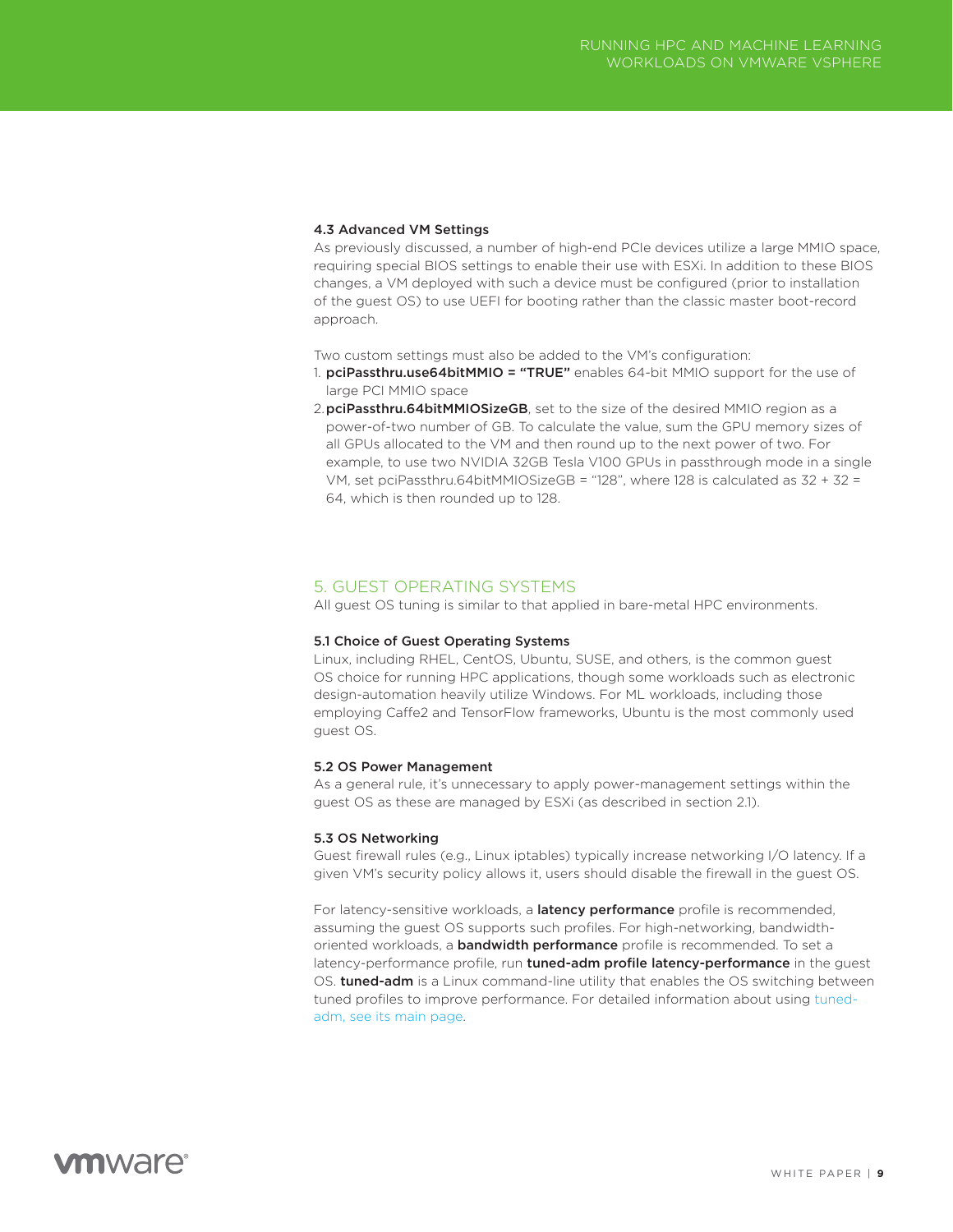### 4.3 Advanced VM Settings

As previously discussed, a number of high-end PCIe devices utilize a large MMIO space, requiring special BIOS settings to enable their use with ESXi. In addition to these BIOS changes, a VM deployed with such a device must be configured (prior to installation of the guest OS) to use UEFI for booting rather than the classic master boot-record approach.

Two custom settings must also be added to the VM's configuration:

1. **pciPassthru.use64bitMMIO = "TRUE"** enables 64-bit MMIO support for the use of large PCI MMIO space
2. **pciPassthru.64bitMMIOSizeGB**, set to the size of the desired MMIO region as a power-of-two number of GB. To calculate the value, sum the GPU memory sizes of all GPUs allocated to the VM and then round up to the next power of two. For example, to use two NVIDIA 32GB Tesla V100 GPUs in passthrough mode in a single VM, set pciPassthru.64bitMMIOSizeGB = "128", where 128 is calculated as 32 + 32 = 64, which is then rounded up to 128.

## 5. GUEST OPERATING SYSTEMS

All guest OS tuning is similar to that applied in bare-metal HPC environments.

### 5.1 Choice of Guest Operating Systems

Linux, including RHEL, CentOS, Ubuntu, SUSE, and others, is the common guest OS choice for running HPC applications, though some workloads such as electronic design-automation heavily utilize Windows. For ML workloads, including those employing Caffe2 and TensorFlow frameworks, Ubuntu is the most commonly used guest OS.

### 5.2 OS Power Management

As a general rule, it's unnecessary to apply power-management settings within the guest OS as these are managed by ESXi (as described in section 2.1).

### 5.3 OS Networking

Guest firewall rules (e.g., Linux iptables) typically increase networking I/O latency. If a given VM's security policy allows it, users should disable the firewall in the guest OS.

For latency-sensitive workloads, a **latency performance** profile is recommended, assuming the guest OS supports such profiles. For high-networking, bandwidth-oriented workloads, a **bandwidth performance** profile is recommended. To set a latency-performance profile, run **tuned-adm profile latency-performance** in the guest OS. **tuned-adm** is a Linux command-line utility that enables the OS switching between tuned profiles to improve performance. For detailed information about using tuned-adm, see its main page.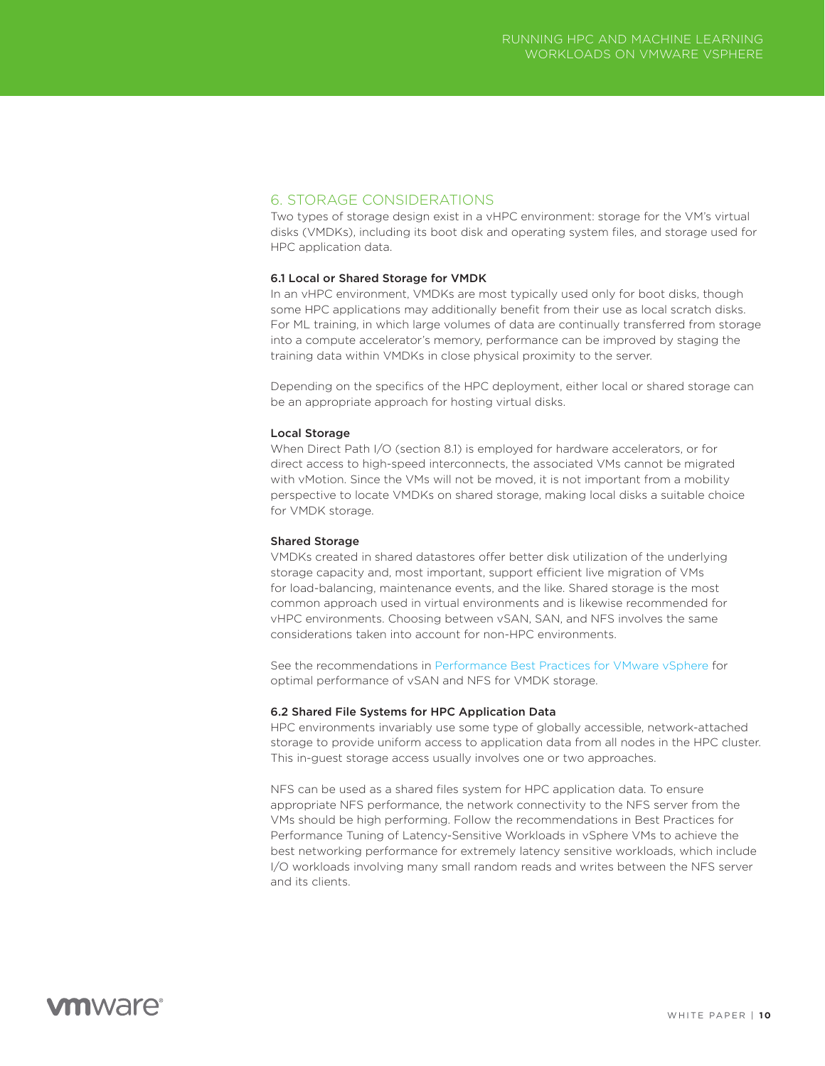## 6. STORAGE CONSIDERATIONS

Two types of storage design exist in a vHPC environment: storage for the VM's virtual disks (VMDKs), including its boot disk and operating system files, and storage used for HPC application data.

### 6.1 Local or Shared Storage for VMDK

In an vHPC environment, VMDKs are most typically used only for boot disks, though some HPC applications may additionally benefit from their use as local scratch disks. For ML training, in which large volumes of data are continually transferred from storage into a compute accelerator's memory, performance can be improved by staging the training data within VMDKs in close physical proximity to the server.

Depending on the specifics of the HPC deployment, either local or shared storage can be an appropriate approach for hosting virtual disks.

#### Local Storage

When Direct Path I/O (section 8.1) is employed for hardware accelerators, or for direct access to high-speed interconnects, the associated VMs cannot be migrated with vMotion. Since the VMs will not be moved, it is not important from a mobility perspective to locate VMDKs on shared storage, making local disks a suitable choice for VMDK storage.

#### Shared Storage

VMDKs created in shared datastores offer better disk utilization of the underlying storage capacity and, most important, support efficient live migration of VMs for load-balancing, maintenance events, and the like. Shared storage is the most common approach used in virtual environments and is likewise recommended for vHPC environments. Choosing between vSAN, SAN, and NFS involves the same considerations taken into account for non-HPC environments.

See the recommendations in Performance Best Practices for VMware vSphere for optimal performance of vSAN and NFS for VMDK storage.

### 6.2 Shared File Systems for HPC Application Data

HPC environments invariably use some type of globally accessible, network-attached storage to provide uniform access to application data from all nodes in the HPC cluster. This in-guest storage access usually involves one or two approaches.

NFS can be used as a shared files system for HPC application data. To ensure appropriate NFS performance, the network connectivity to the NFS server from the VMs should be high performing. Follow the recommendations in Best Practices for Performance Tuning of Latency-Sensitive Workloads in vSphere VMs to achieve the best networking performance for extremely latency sensitive workloads, which include I/O workloads involving many small random reads and writes between the NFS server and its clients.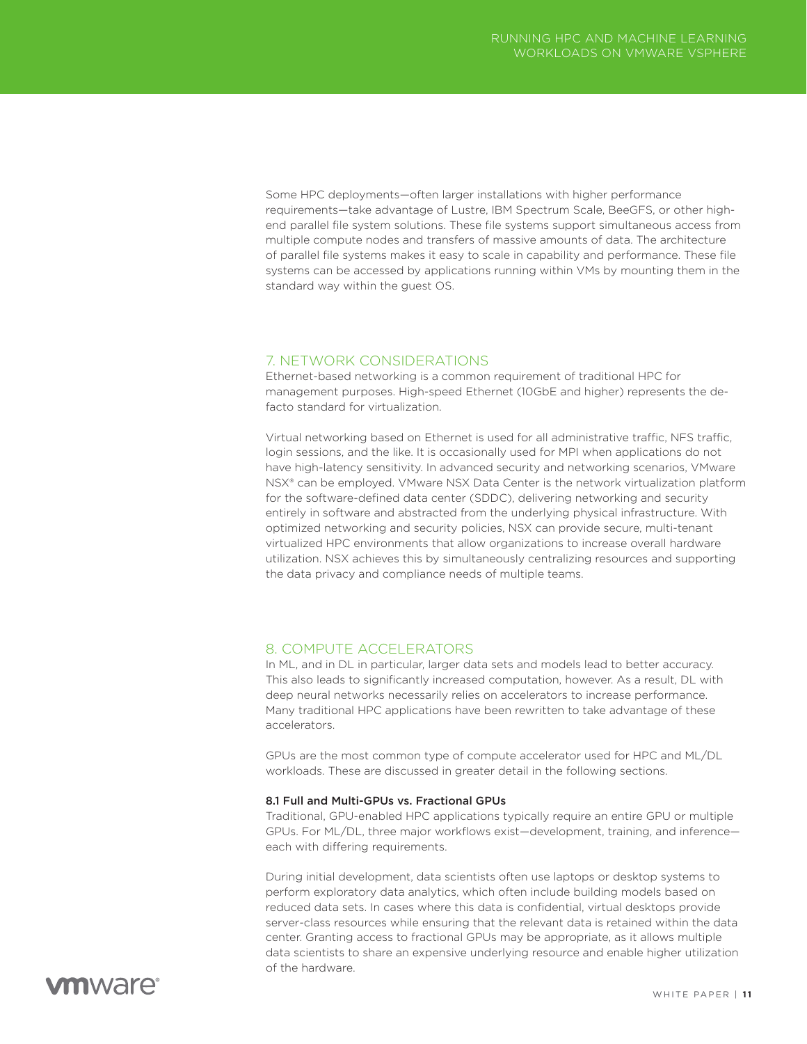Some HPC deployments—often larger installations with higher performance requirements—take advantage of Lustre, IBM Spectrum Scale, BeeGFS, or other high-end parallel file system solutions. These file systems support simultaneous access from multiple compute nodes and transfers of massive amounts of data. The architecture of parallel file systems makes it easy to scale in capability and performance. These file systems can be accessed by applications running within VMs by mounting them in the standard way within the guest OS.

## 7. NETWORK CONSIDERATIONS

Ethernet-based networking is a common requirement of traditional HPC for management purposes. High-speed Ethernet (10GbE and higher) represents the de-facto standard for virtualization.

Virtual networking based on Ethernet is used for all administrative traffic, NFS traffic, login sessions, and the like. It is occasionally used for MPI when applications do not have high-latency sensitivity. In advanced security and networking scenarios, VMware NSX® can be employed. VMware NSX Data Center is the network virtualization platform for the software-defined data center (SDDC), delivering networking and security entirely in software and abstracted from the underlying physical infrastructure. With optimized networking and security policies, NSX can provide secure, multi-tenant virtualized HPC environments that allow organizations to increase overall hardware utilization. NSX achieves this by simultaneously centralizing resources and supporting the data privacy and compliance needs of multiple teams.

## 8. COMPUTE ACCELERATORS

In ML, and in DL in particular, larger data sets and models lead to better accuracy. This also leads to significantly increased computation, however. As a result, DL with deep neural networks necessarily relies on accelerators to increase performance. Many traditional HPC applications have been rewritten to take advantage of these accelerators.

GPUs are the most common type of compute accelerator used for HPC and ML/DL workloads. These are discussed in greater detail in the following sections.

### 8.1 Full and Multi-GPUs vs. Fractional GPUs

Traditional, GPU-enabled HPC applications typically require an entire GPU or multiple GPUs. For ML/DL, three major workflows exist—development, training, and inference—each with differing requirements.

During initial development, data scientists often use laptops or desktop systems to perform exploratory data analytics, which often include building models based on reduced data sets. In cases where this data is confidential, virtual desktops provide server-class resources while ensuring that the relevant data is retained within the data center. Granting access to fractional GPUs may be appropriate, as it allows multiple data scientists to share an expensive underlying resource and enable higher utilization of the hardware.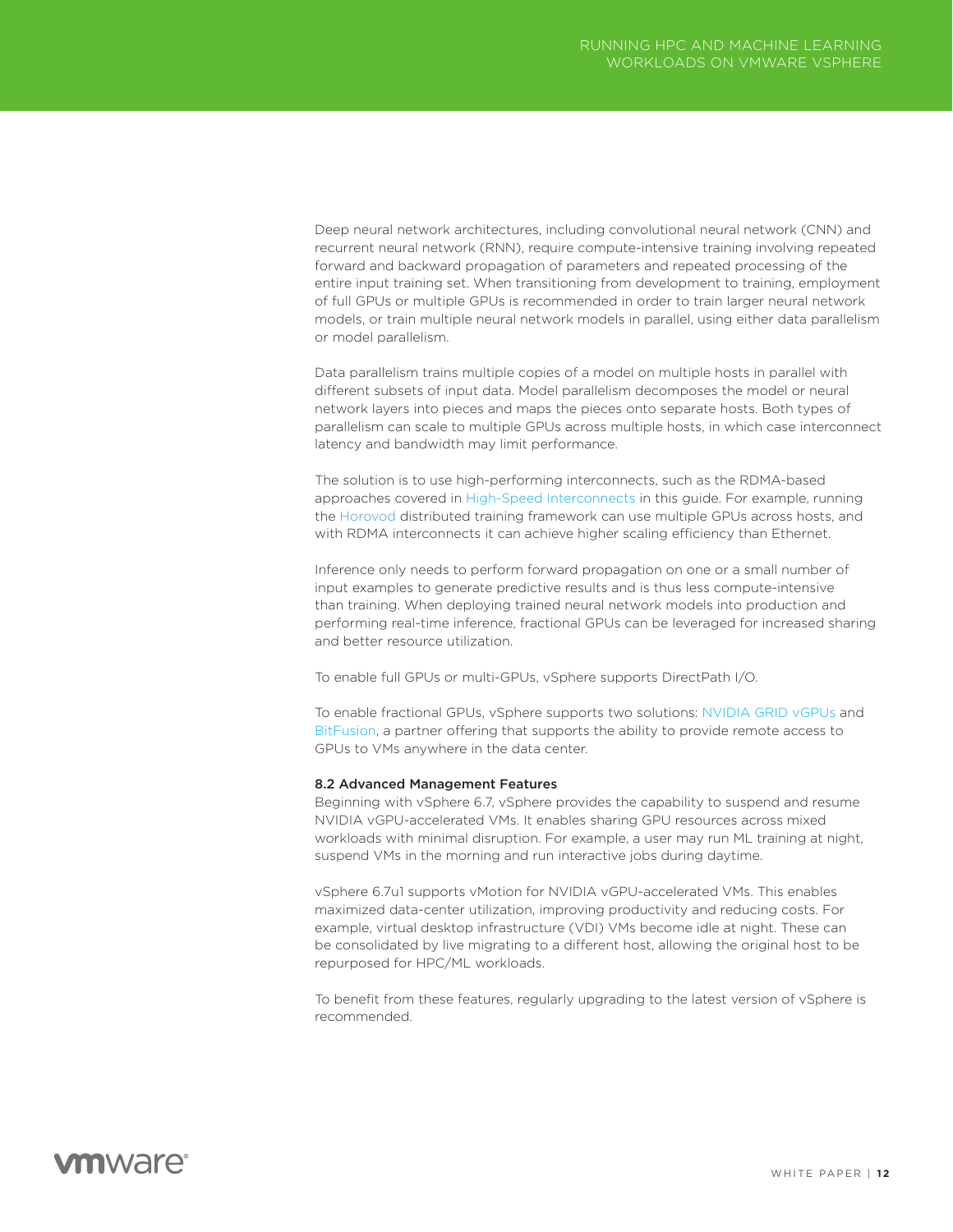Deep neural network architectures, including convolutional neural network (CNN) and recurrent neural network (RNN), require compute-intensive training involving repeated forward and backward propagation of parameters and repeated processing of the entire input training set. When transitioning from development to training, employment of full GPUs or multiple GPUs is recommended in order to train larger neural network models, or train multiple neural network models in parallel, using either data parallelism or model parallelism.

Data parallelism trains multiple copies of a model on multiple hosts in parallel with different subsets of input data. Model parallelism decomposes the model or neural network layers into pieces and maps the pieces onto separate hosts. Both types of parallelism can scale to multiple GPUs across multiple hosts, in which case interconnect latency and bandwidth may limit performance.

The solution is to use high-performing interconnects, such as the RDMA-based approaches covered in High-Speed Interconnects in this guide. For example, running the Horovod distributed training framework can use multiple GPUs across hosts, and with RDMA interconnects it can achieve higher scaling efficiency than Ethernet.

Inference only needs to perform forward propagation on one or a small number of input examples to generate predictive results and is thus less compute-intensive than training. When deploying trained neural network models into production and performing real-time inference, fractional GPUs can be leveraged for increased sharing and better resource utilization.

To enable full GPUs or multi-GPUs, vSphere supports DirectPath I/O.

To enable fractional GPUs, vSphere supports two solutions: NVIDIA GRID vGPUs and BitFusion, a partner offering that supports the ability to provide remote access to GPUs to VMs anywhere in the data center.

### 8.2 Advanced Management Features

Beginning with vSphere 6.7, vSphere provides the capability to suspend and resume NVIDIA vGPU-accelerated VMs. It enables sharing GPU resources across mixed workloads with minimal disruption. For example, a user may run ML training at night, suspend VMs in the morning and run interactive jobs during daytime.

vSphere 6.7u1 supports vMotion for NVIDIA vGPU-accelerated VMs. This enables maximized data-center utilization, improving productivity and reducing costs. For example, virtual desktop infrastructure (VDI) VMs become idle at night. These can be consolidated by live migrating to a different host, allowing the original host to be repurposed for HPC/ML workloads.

To benefit from these features, regularly upgrading to the latest version of vSphere is recommended.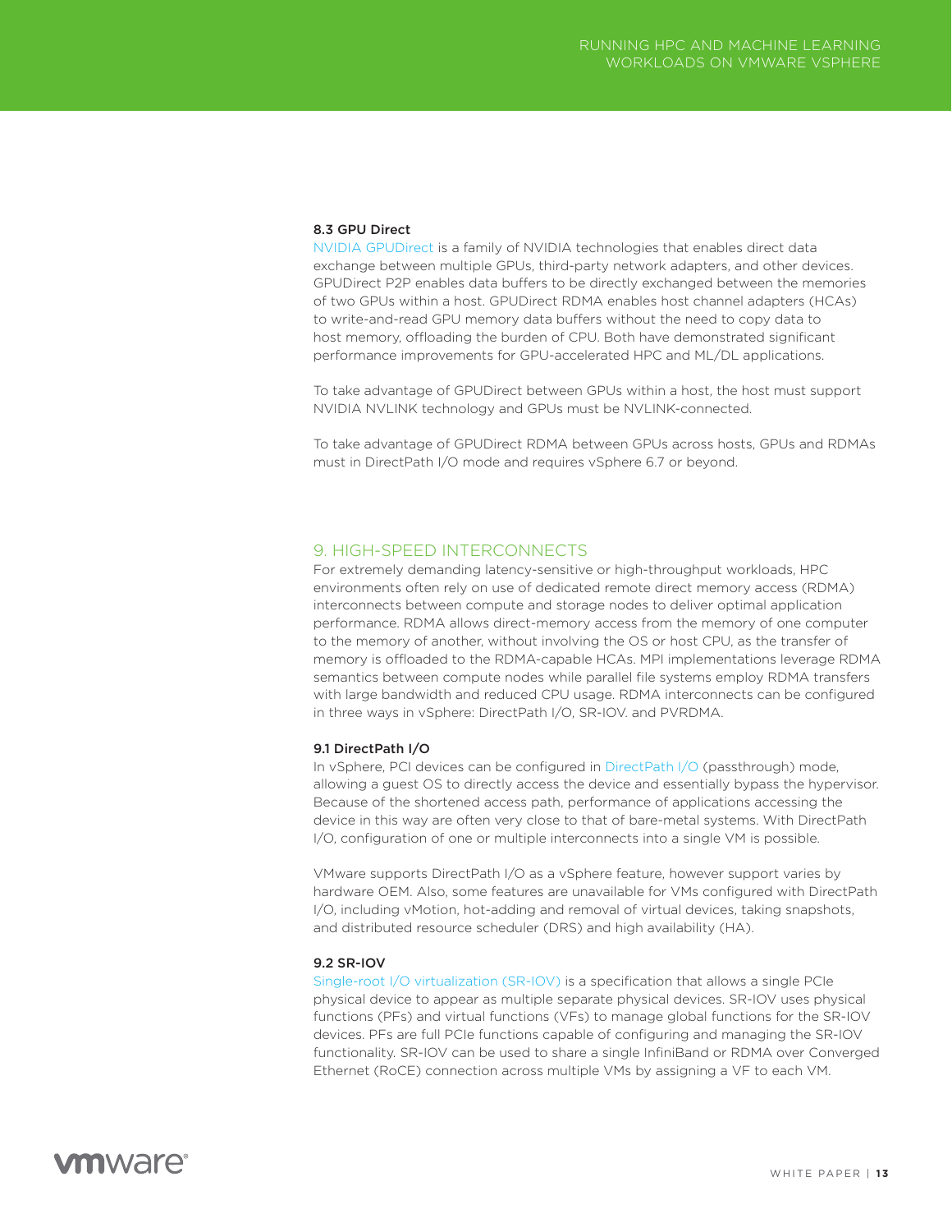### 8.3 GPU Direct

NVIDIA GPUDirect is a family of NVIDIA technologies that enables direct data exchange between multiple GPUs, third-party network adapters, and other devices. GPUDirect P2P enables data buffers to be directly exchanged between the memories of two GPUs within a host. GPUDirect RDMA enables host channel adapters (HCAs) to write-and-read GPU memory data buffers without the need to copy data to host memory, offloading the burden of CPU. Both have demonstrated significant performance improvements for GPU-accelerated HPC and ML/DL applications.

To take advantage of GPUDirect between GPUs within a host, the host must support NVIDIA NVLINK technology and GPUs must be NVLINK-connected.

To take advantage of GPUDirect RDMA between GPUs across hosts, GPUs and RDMAs must in DirectPath I/O mode and requires vSphere 6.7 or beyond.

## 9. HIGH-SPEED INTERCONNECTS

For extremely demanding latency-sensitive or high-throughput workloads, HPC environments often rely on use of dedicated remote direct memory access (RDMA) interconnects between compute and storage nodes to deliver optimal application performance. RDMA allows direct-memory access from the memory of one computer to the memory of another, without involving the OS or host CPU, as the transfer of memory is offloaded to the RDMA-capable HCAs. MPI implementations leverage RDMA semantics between compute nodes while parallel file systems employ RDMA transfers with large bandwidth and reduced CPU usage. RDMA interconnects can be configured in three ways in vSphere: DirectPath I/O, SR-IOV. and PVRDMA.

### 9.1 DirectPath I/O

In vSphere, PCI devices can be configured in DirectPath I/O (passthrough) mode, allowing a guest OS to directly access the device and essentially bypass the hypervisor. Because of the shortened access path, performance of applications accessing the device in this way are often very close to that of bare-metal systems. With DirectPath I/O, configuration of one or multiple interconnects into a single VM is possible.

VMware supports DirectPath I/O as a vSphere feature, however support varies by hardware OEM. Also, some features are unavailable for VMs configured with DirectPath I/O, including vMotion, hot-adding and removal of virtual devices, taking snapshots, and distributed resource scheduler (DRS) and high availability (HA).

### 9.2 SR-IOV

Single-root I/O virtualization (SR-IOV) is a specification that allows a single PCIe physical device to appear as multiple separate physical devices. SR-IOV uses physical functions (PFs) and virtual functions (VFs) to manage global functions for the SR-IOV devices. PFs are full PCIe functions capable of configuring and managing the SR-IOV functionality. SR-IOV can be used to share a single InfiniBand or RDMA over Converged Ethernet (RoCE) connection across multiple VMs by assigning a VF to each VM.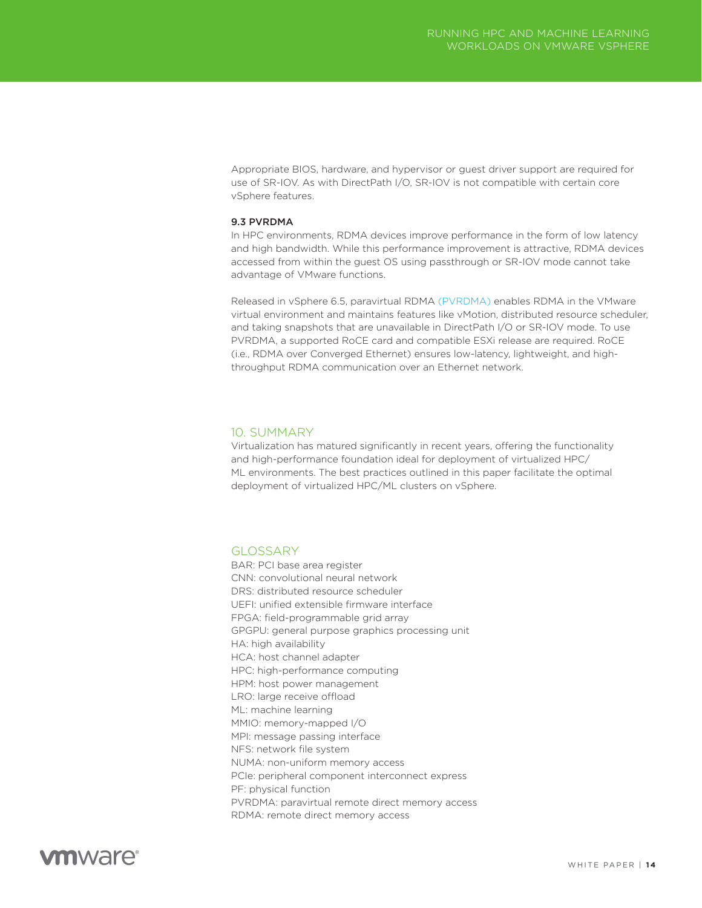Appropriate BIOS, hardware, and hypervisor or guest driver support are required for use of SR-IOV. As with DirectPath I/O, SR-IOV is not compatible with certain core vSphere features.

### 9.3 PVRDMA

In HPC environments, RDMA devices improve performance in the form of low latency and high bandwidth. While this performance improvement is attractive, RDMA devices accessed from within the guest OS using passthrough or SR-IOV mode cannot take advantage of VMware functions.

Released in vSphere 6.5, paravirtual RDMA (PVRDMA) enables RDMA in the VMware virtual environment and maintains features like vMotion, distributed resource scheduler, and taking snapshots that are unavailable in DirectPath I/O or SR-IOV mode. To use PVRDMA, a supported RoCE card and compatible ESXi release are required. RoCE (i.e., RDMA over Converged Ethernet) ensures low-latency, lightweight, and high-throughput RDMA communication over an Ethernet network.

## 10. SUMMARY

Virtualization has matured significantly in recent years, offering the functionality and high-performance foundation ideal for deployment of virtualized HPC/ML environments. The best practices outlined in this paper facilitate the optimal deployment of virtualized HPC/ML clusters on vSphere.

## GLOSSARY

BAR: PCI base area register
CNN: convolutional neural network
DRS: distributed resource scheduler
UEFI: unified extensible firmware interface
FPGA: field-programmable grid array
GPGPU: general purpose graphics processing unit
HA: high availability
HCA: host channel adapter
HPC: high-performance computing
HPM: host power management
LRO: large receive offload
ML: machine learning
MMIO: memory-mapped I/O
MPI: message passing interface
NFS: network file system
NUMA: non-uniform memory access
PCIe: peripheral component interconnect express
PF: physical function
PVRDMA: paravirtual remote direct memory access
RDMA: remote direct memory access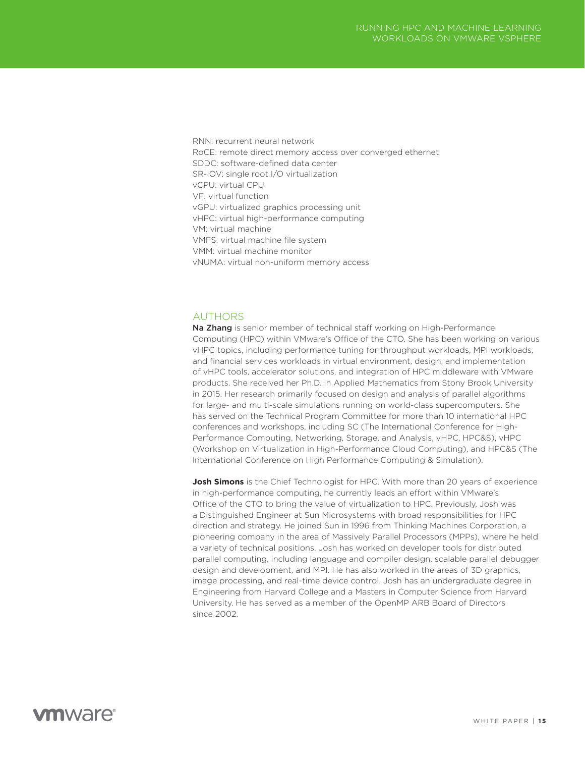RNN: recurrent neural network
RoCE: remote direct memory access over converged ethernet
SDDC: software-defined data center
SR-IOV: single root I/O virtualization
vCPU: virtual CPU
VF: virtual function
vGPU: virtualized graphics processing unit
vHPC: virtual high-performance computing
VM: virtual machine
VMFS: virtual machine file system
VMM: virtual machine monitor
vNUMA: virtual non-uniform memory access

## AUTHORS

**Na Zhang** is senior member of technical staff working on High-Performance Computing (HPC) within VMware's Office of the CTO. She has been working on various vHPC topics, including performance tuning for throughput workloads, MPI workloads, and financial services workloads in virtual environment, design, and implementation of vHPC tools, accelerator solutions, and integration of HPC middleware with VMware products. She received her Ph.D. in Applied Mathematics from Stony Brook University in 2015. Her research primarily focused on design and analysis of parallel algorithms for large- and multi-scale simulations running on world-class supercomputers. She has served on the Technical Program Committee for more than 10 international HPC conferences and workshops, including SC (The International Conference for High-Performance Computing, Networking, Storage, and Analysis, vHPC, HPC&S), vHPC (Workshop on Virtualization in High-Performance Cloud Computing), and HPC&S (The International Conference on High Performance Computing & Simulation).

**Josh Simons** is the Chief Technologist for HPC. With more than 20 years of experience in high-performance computing, he currently leads an effort within VMware's Office of the CTO to bring the value of virtualization to HPC. Previously, Josh was a Distinguished Engineer at Sun Microsystems with broad responsibilities for HPC direction and strategy. He joined Sun in 1996 from Thinking Machines Corporation, a pioneering company in the area of Massively Parallel Processors (MPPs), where he held a variety of technical positions. Josh has worked on developer tools for distributed parallel computing, including language and compiler design, scalable parallel debugger design and development, and MPI. He has also worked in the areas of 3D graphics, image processing, and real-time device control. Josh has an undergraduate degree in Engineering from Harvard College and a Masters in Computer Science from Harvard University. He has served as a member of the OpenMP ARB Board of Directors since 2002.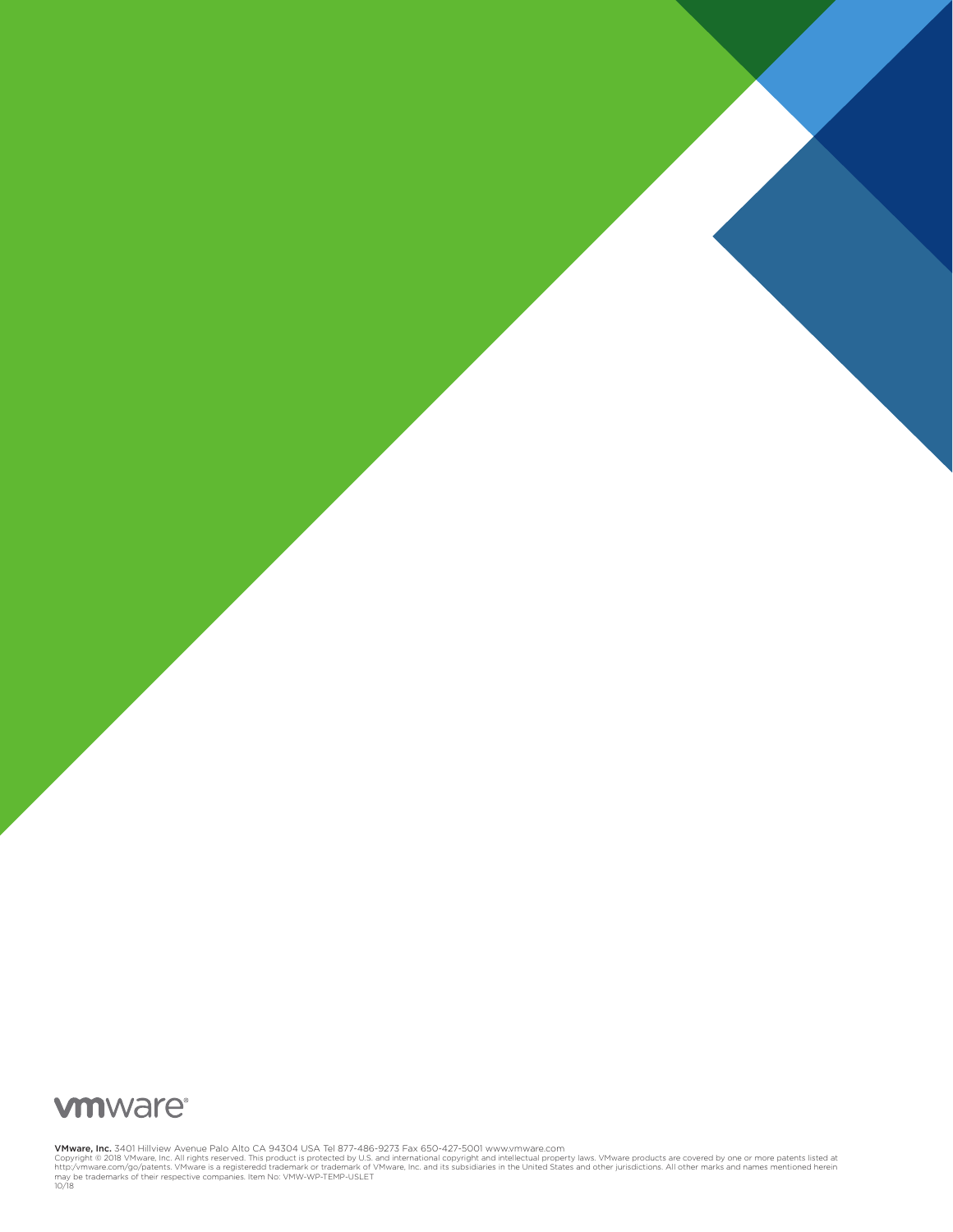**VMware, Inc.** 3401 Hillview Avenue Palo Alto CA 94304 USA Tel 877-486-9273 Fax 650-427-5001 www.vmware.com
Copyright © 2018 VMware, Inc. All rights reserved. This product is protected by U.S. and international copyright and intellectual property laws. VMware products are covered by one or more patents listed at http:/vmware.com/go/patents. VMware is a registeredd trademark or trademark of VMware, Inc. and its subsidiaries in the United States and other jurisdictions. All other marks and names mentioned herein may be trademarks of their respective companies. Item No: VMW-WP-TEMP-USLET
10/18